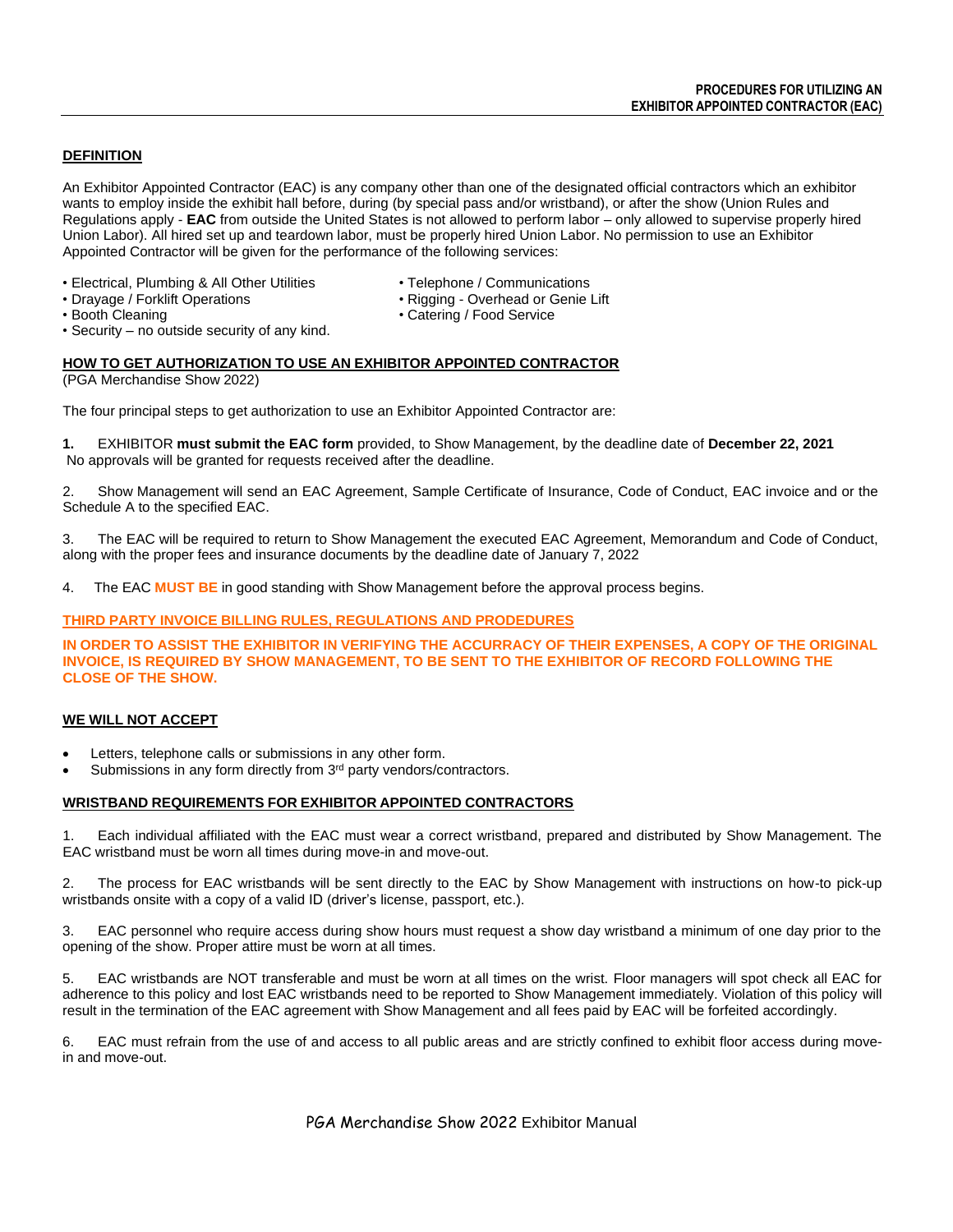# PROCEDURES FOR UTILIZING AN EXHIBITOR APPOINTED CONTRACTOR (EAC)

## DEFINITION

An Exhibitor Appointed Contractor (EAC) is any company other than one of the designated official contractors which an exhibitor wants to employ inside the exhibit hall before, during (by special pass and/or wristband), or after the show (Union Rules and Regulations apply - **EAC** from outside the United States is not allowed to perform labor – only allowed to supervise properly hired Union Labor). All hired set up and teardown labor, must be properly hired Union Labor. No permission to use an Exhibitor Appointed Contractor will be given for the performance of the following services:

- Electrical, Plumbing & All Other Utilities
- Drayage / Forklift Operations
- Booth Cleaning
- Security – no outside security of any kind.
- Telephone / Communications
- Rigging - Overhead or Genie Lift
- Catering / Food Service

## HOW TO GET AUTHORIZATION TO USE AN EXHIBITOR APPOINTED CONTRACTOR

(PGA Merchandise Show 2022)

The four principal steps to get authorization to use an Exhibitor Appointed Contractor are:

**1.** EXHIBITOR **must submit the EAC form** provided, to Show Management, by the deadline date of **December 22, 2021** No approvals will be granted for requests received after the deadline.

2. Show Management will send an EAC Agreement, Sample Certificate of Insurance, Code of Conduct, EAC invoice and or the Schedule A to the specified EAC.

3. The EAC will be required to return to Show Management the executed EAC Agreement, Memorandum and Code of Conduct, along with the proper fees and insurance documents by the deadline date of January 7, 2022

4. The EAC **MUST BE** in good standing with Show Management before the approval process begins.

## THIRD PARTY INVOICE BILLING RULES, REGULATIONS AND PRODEDURES

**IN ORDER TO ASSIST THE EXHIBITOR IN VERIFYING THE ACCURRACY OF THEIR EXPENSES, A COPY OF THE ORIGINAL INVOICE, IS REQUIRED BY SHOW MANAGEMENT, TO BE SENT TO THE EXHIBITOR OF RECORD FOLLOWING THE CLOSE OF THE SHOW.**

## WE WILL NOT ACCEPT

- Letters, telephone calls or submissions in any other form.
- Submissions in any form directly from 3rd party vendors/contractors.

## WRISTBAND REQUIREMENTS FOR EXHIBITOR APPOINTED CONTRACTORS

1. Each individual affiliated with the EAC must wear a correct wristband, prepared and distributed by Show Management. The EAC wristband must be worn all times during move-in and move-out.

2. The process for EAC wristbands will be sent directly to the EAC by Show Management with instructions on how-to pick-up wristbands onsite with a copy of a valid ID (driver's license, passport, etc.).

3. EAC personnel who require access during show hours must request a show day wristband a minimum of one day prior to the opening of the show. Proper attire must be worn at all times.

5. EAC wristbands are NOT transferable and must be worn at all times on the wrist. Floor managers will spot check all EAC for adherence to this policy and lost EAC wristbands need to be reported to Show Management immediately. Violation of this policy will result in the termination of the EAC agreement with Show Management and all fees paid by EAC will be forfeited accordingly.

6. EAC must refrain from the use of and access to all public areas and are strictly confined to exhibit floor access during move-in and move-out.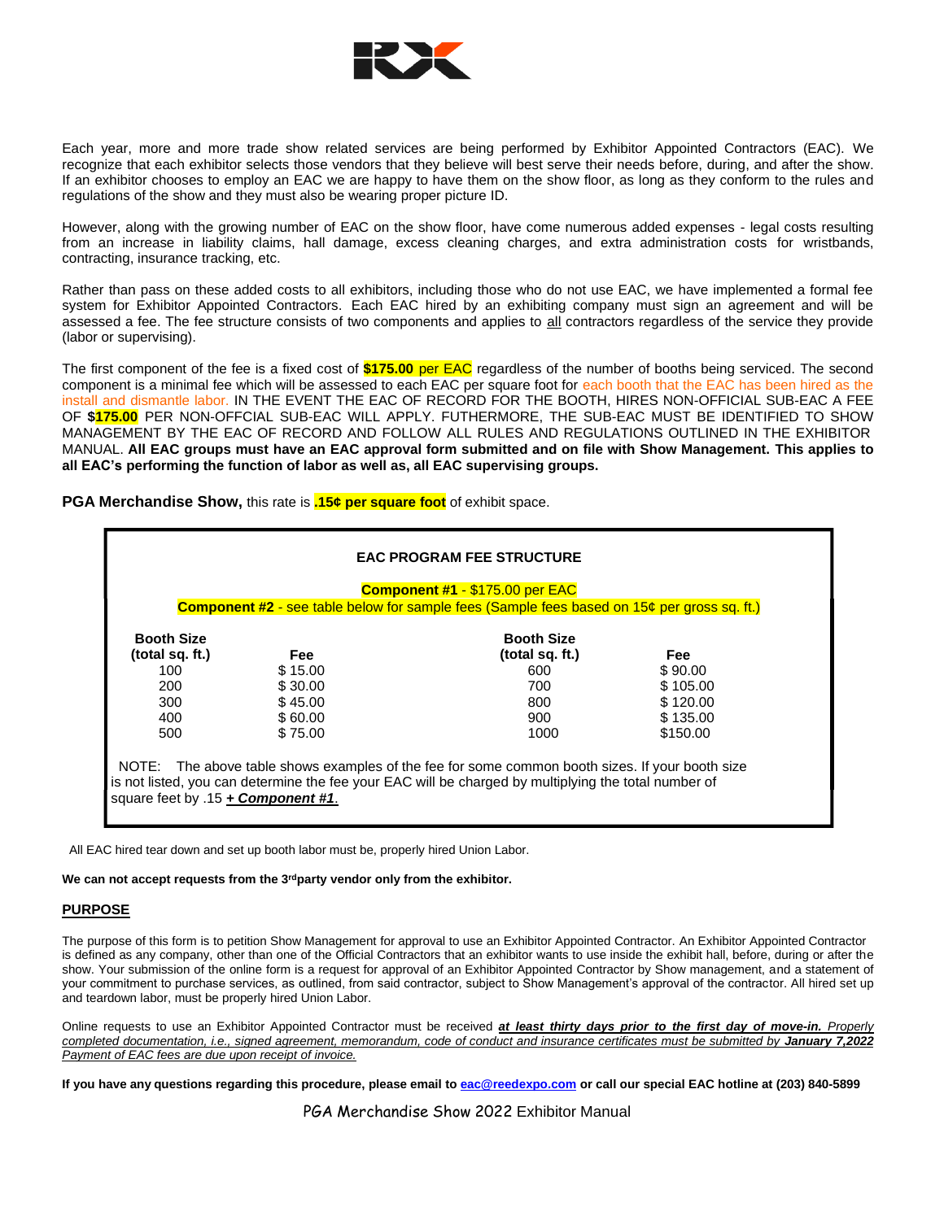Each year, more and more trade show related services are being performed by Exhibitor Appointed Contractors (EAC). We recognize that each exhibitor selects those vendors that they believe will best serve their needs before, during, and after the show. If an exhibitor chooses to employ an EAC we are happy to have them on the show floor, as long as they conform to the rules and regulations of the show and they must also be wearing proper picture ID.

However, along with the growing number of EAC on the show floor, have come numerous added expenses - legal costs resulting from an increase in liability claims, hall damage, excess cleaning charges, and extra administration costs for wristbands, contracting, insurance tracking, etc.

Rather than pass on these added costs to all exhibitors, including those who do not use EAC, we have implemented a formal fee system for Exhibitor Appointed Contractors. Each EAC hired by an exhibiting company must sign an agreement and will be assessed a fee. The fee structure consists of two components and applies to all contractors regardless of the service they provide (labor or supervising).

The first component of the fee is a fixed cost of **$175.00** per EAC regardless of the number of booths being serviced. The second component is a minimal fee which will be assessed to each EAC per square foot for each booth that the EAC has been hired as the install and dismantle labor. IN THE EVENT THE EAC OF RECORD FOR THE BOOTH, HIRES NON-OFFICIAL SUB-EAC A FEE OF **$175.00** PER NON-OFFCIAL SUB-EAC WILL APPLY. FUTHERMORE, THE SUB-EAC MUST BE IDENTIFIED TO SHOW MANAGEMENT BY THE EAC OF RECORD AND FOLLOW ALL RULES AND REGULATIONS OUTLINED IN THE EXHIBITOR MANUAL. **All EAC groups must have an EAC approval form submitted and on file with Show Management. This applies to all EAC's performing the function of labor as well as, all EAC supervising groups.**

**PGA Merchandise Show,** this rate is **.15¢ per square foot** of exhibit space.

**EAC PROGRAM FEE STRUCTURE**

**Component #1** - $175.00 per EAC

**Component #2** - see table below for sample fees (Sample fees based on 15¢ per gross sq. ft.)

| Booth Size (total sq. ft.) | Fee | Booth Size (total sq. ft.) | Fee |
|---|---|---|---|
| 100 | $ 15.00 | 600 | $ 90.00 |
| 200 | $ 30.00 | 700 | $ 105.00 |
| 300 | $ 45.00 | 800 | $ 120.00 |
| 400 | $ 60.00 | 900 | $ 135.00 |
| 500 | $ 75.00 | 1000 | $150.00 |

NOTE: The above table shows examples of the fee for some common booth sizes. If your booth size is not listed, you can determine the fee your EAC will be charged by multiplying the total number of square feet by .15 ***+ Component #1***.

All EAC hired tear down and set up booth labor must be, properly hired Union Labor.

**We can not accept requests from the 3rd party vendor only from the exhibitor.**

## PURPOSE

The purpose of this form is to petition Show Management for approval to use an Exhibitor Appointed Contractor. An Exhibitor Appointed Contractor is defined as any company, other than one of the Official Contractors that an exhibitor wants to use inside the exhibit hall, before, during or after the show. Your submission of the online form is a request for approval of an Exhibitor Appointed Contractor by Show management, and a statement of your commitment to purchase services, as outlined, from said contractor, subject to Show Management's approval of the contractor. All hired set up and teardown labor, must be properly hired Union Labor.

Online requests to use an Exhibitor Appointed Contractor must be received ***at least thirty days prior to the first day of move-in.*** *Properly completed documentation, i.e., signed agreement, memorandum, code of conduct and insurance certificates must be submitted by* ***January 7,2022*** *Payment of EAC fees are due upon receipt of invoice.*

**If you have any questions regarding this procedure, please email to eac@reedexpo.com or call our special EAC hotline at (203) 840-5899**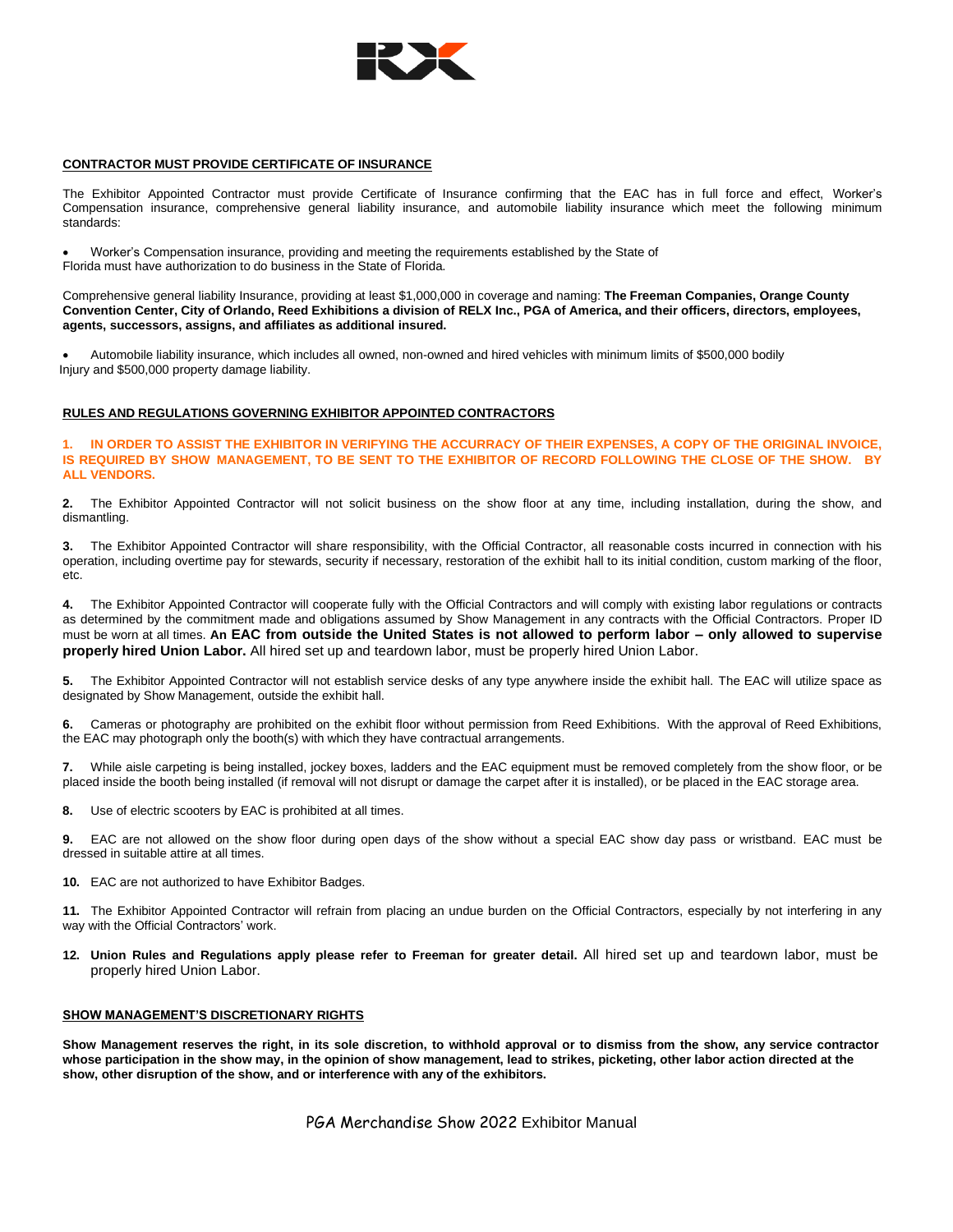**CONTRACTOR MUST PROVIDE CERTIFICATE OF INSURANCE**

The Exhibitor Appointed Contractor must provide Certificate of Insurance confirming that the EAC has in full force and effect, Worker's Compensation insurance, comprehensive general liability insurance, and automobile liability insurance which meet the following minimum standards:

- Worker's Compensation insurance, providing and meeting the requirements established by the State of Florida must have authorization to do business in the State of Florida.

Comprehensive general liability Insurance, providing at least $1,000,000 in coverage and naming: **The Freeman Companies, Orange County Convention Center, City of Orlando, Reed Exhibitions a division of RELX Inc., PGA of America, and their officers, directors, employees, agents, successors, assigns, and affiliates as additional insured.**

- Automobile liability insurance, which includes all owned, non-owned and hired vehicles with minimum limits of $500,000 bodily Injury and $500,000 property damage liability.

**RULES AND REGULATIONS GOVERNING EXHIBITOR APPOINTED CONTRACTORS**

**1. IN ORDER TO ASSIST THE EXHIBITOR IN VERIFYING THE ACCURRACY OF THEIR EXPENSES, A COPY OF THE ORIGINAL INVOICE, IS REQUIRED BY SHOW MANAGEMENT, TO BE SENT TO THE EXHIBITOR OF RECORD FOLLOWING THE CLOSE OF THE SHOW. BY ALL VENDORS.**

**2.** The Exhibitor Appointed Contractor will not solicit business on the show floor at any time, including installation, during the show, and dismantling.

**3.** The Exhibitor Appointed Contractor will share responsibility, with the Official Contractor, all reasonable costs incurred in connection with his operation, including overtime pay for stewards, security if necessary, restoration of the exhibit hall to its initial condition, custom marking of the floor, etc.

**4.** The Exhibitor Appointed Contractor will cooperate fully with the Official Contractors and will comply with existing labor regulations or contracts as determined by the commitment made and obligations assumed by Show Management in any contracts with the Official Contractors. Proper ID must be worn at all times. **An EAC from outside the United States is not allowed to perform labor – only allowed to supervise properly hired Union Labor.** All hired set up and teardown labor, must be properly hired Union Labor.

**5.** The Exhibitor Appointed Contractor will not establish service desks of any type anywhere inside the exhibit hall. The EAC will utilize space as designated by Show Management, outside the exhibit hall.

**6.** Cameras or photography are prohibited on the exhibit floor without permission from Reed Exhibitions. With the approval of Reed Exhibitions, the EAC may photograph only the booth(s) with which they have contractual arrangements.

**7.** While aisle carpeting is being installed, jockey boxes, ladders and the EAC equipment must be removed completely from the show floor, or be placed inside the booth being installed (if removal will not disrupt or damage the carpet after it is installed), or be placed in the EAC storage area.

**8.** Use of electric scooters by EAC is prohibited at all times.

**9.** EAC are not allowed on the show floor during open days of the show without a special EAC show day pass or wristband. EAC must be dressed in suitable attire at all times.

**10.** EAC are not authorized to have Exhibitor Badges.

**11.** The Exhibitor Appointed Contractor will refrain from placing an undue burden on the Official Contractors, especially by not interfering in any way with the Official Contractors' work.

**12. Union Rules and Regulations apply please refer to Freeman for greater detail.** All hired set up and teardown labor, must be properly hired Union Labor.

**SHOW MANAGEMENT'S DISCRETIONARY RIGHTS**

**Show Management reserves the right, in its sole discretion, to withhold approval or to dismiss from the show, any service contractor whose participation in the show may, in the opinion of show management, lead to strikes, picketing, other labor action directed at the show, other disruption of the show, and or interference with any of the exhibitors.**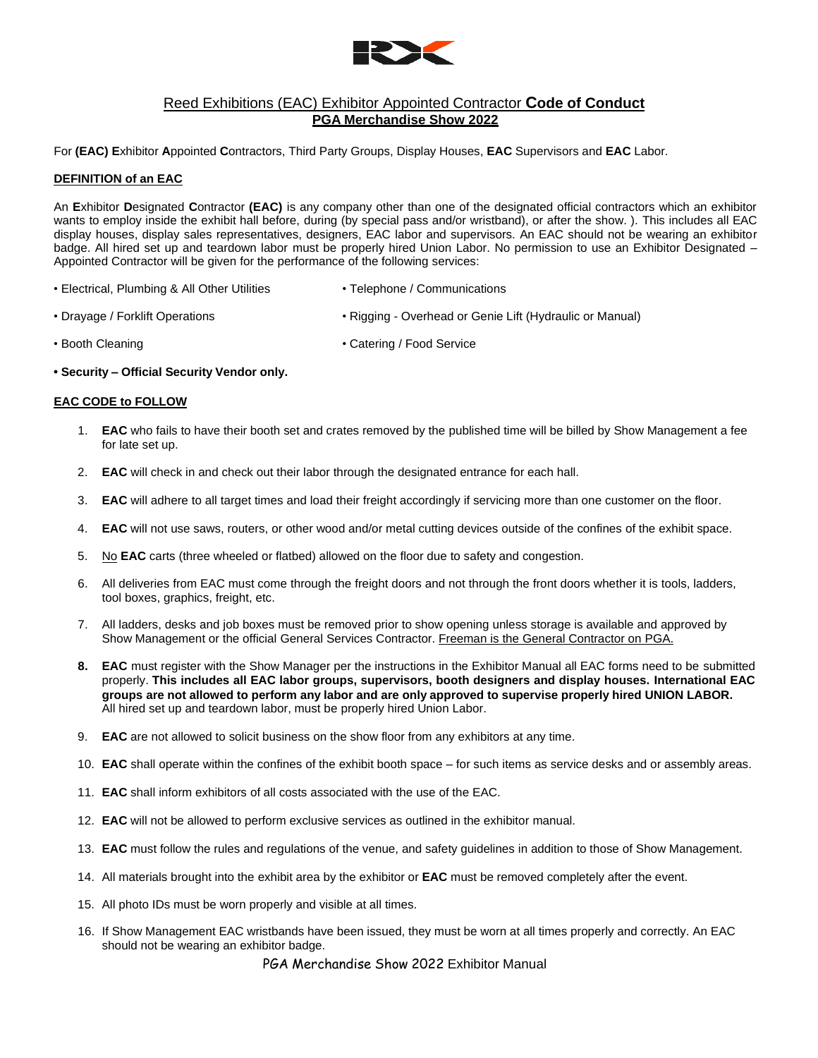## Reed Exhibitions (EAC) Exhibitor Appointed Contractor **Code of Conduct**

## **PGA Merchandise Show 2022**

For **(EAC) E**xhibitor **A**ppointed **C**ontractors, Third Party Groups, Display Houses, **EAC** Supervisors and **EAC** Labor.

### **DEFINITION of an EAC**

An **E**xhibitor **D**esignated **C**ontractor **(EAC)** is any company other than one of the designated official contractors which an exhibitor wants to employ inside the exhibit hall before, during (by special pass and/or wristband), or after the show. ). This includes all EAC display houses, display sales representatives, designers, EAC labor and supervisors. An EAC should not be wearing an exhibitor badge. All hired set up and teardown labor must be properly hired Union Labor. No permission to use an Exhibitor Designated – Appointed Contractor will be given for the performance of the following services:

- Electrical, Plumbing & All Other Utilities
- Telephone / Communications
- Drayage / Forklift Operations
- Rigging - Overhead or Genie Lift (Hydraulic or Manual)
- Booth Cleaning
- Catering / Food Service
- **Security – Official Security Vendor only.**

### **EAC CODE to FOLLOW**

1. **EAC** who fails to have their booth set and crates removed by the published time will be billed by Show Management a fee for late set up.
2. **EAC** will check in and check out their labor through the designated entrance for each hall.
3. **EAC** will adhere to all target times and load their freight accordingly if servicing more than one customer on the floor.
4. **EAC** will not use saws, routers, or other wood and/or metal cutting devices outside of the confines of the exhibit space.
5. No **EAC** carts (three wheeled or flatbed) allowed on the floor due to safety and congestion.
6. All deliveries from EAC must come through the freight doors and not through the front doors whether it is tools, ladders, tool boxes, graphics, freight, etc.
7. All ladders, desks and job boxes must be removed prior to show opening unless storage is available and approved by Show Management or the official General Services Contractor. Freeman is the General Contractor on PGA.
8. **EAC** must register with the Show Manager per the instructions in the Exhibitor Manual all EAC forms need to be submitted properly. **This includes all EAC labor groups, supervisors, booth designers and display houses. International EAC groups are not allowed to perform any labor and are only approved to supervise properly hired UNION LABOR.** All hired set up and teardown labor, must be properly hired Union Labor.
9. **EAC** are not allowed to solicit business on the show floor from any exhibitors at any time.
10. **EAC** shall operate within the confines of the exhibit booth space – for such items as service desks and or assembly areas.
11. **EAC** shall inform exhibitors of all costs associated with the use of the EAC.
12. **EAC** will not be allowed to perform exclusive services as outlined in the exhibitor manual.
13. **EAC** must follow the rules and regulations of the venue, and safety guidelines in addition to those of Show Management.
14. All materials brought into the exhibit area by the exhibitor or **EAC** must be removed completely after the event.
15. All photo IDs must be worn properly and visible at all times.
16. If Show Management EAC wristbands have been issued, they must be worn at all times properly and correctly. An EAC should not be wearing an exhibitor badge.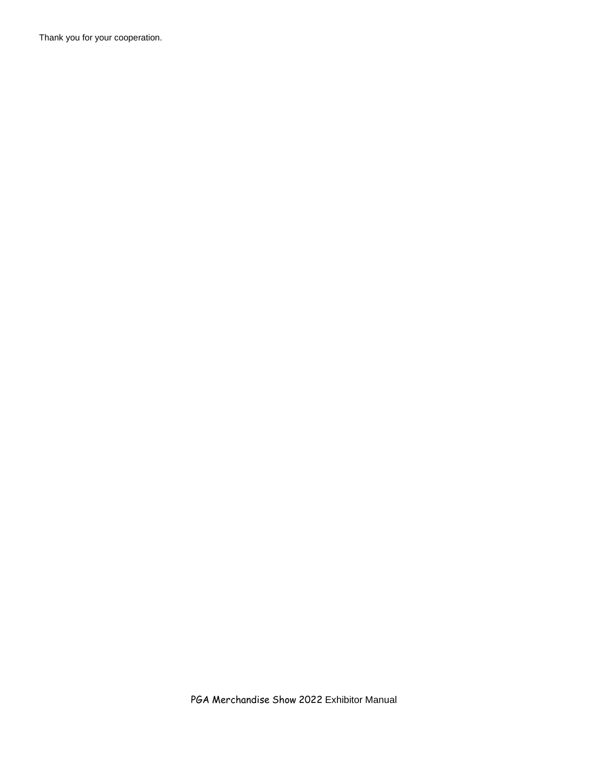Thank you for your cooperation.